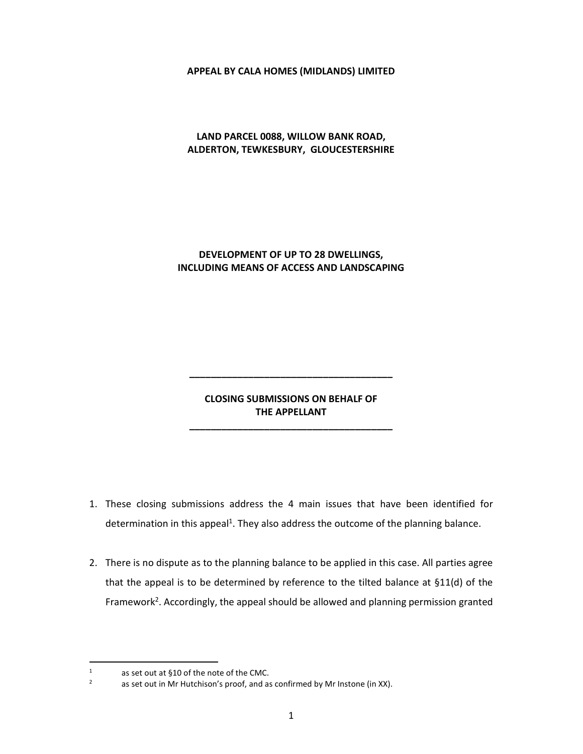**APPEAL BY CALA HOMES (MIDLANDS) LIMITED**

**LAND PARCEL 0088, WILLOW BANK ROAD, ALDERTON, TEWKESBURY, GLOUCESTERSHIRE**

**DEVELOPMENT OF UP TO 28 DWELLINGS, INCLUDING MEANS OF ACCESS AND LANDSCAPING**

---

**CLOSING SUBMISSIONS ON BEHALF OF THE APPELLANT**

---

1. These closing submissions address the 4 main issues that have been identified for determination in this appeal[1]. They also address the outcome of the planning balance.

2. There is no dispute as to the planning balance to be applied in this case. All parties agree that the appeal is to be determined by reference to the tilted balance at §11(d) of the Framework[2]. Accordingly, the appeal should be allowed and planning permission granted

---

[1] as set out at §10 of the note of the CMC.

[2] as set out in Mr Hutchison's proof, and as confirmed by Mr Instone (in XX).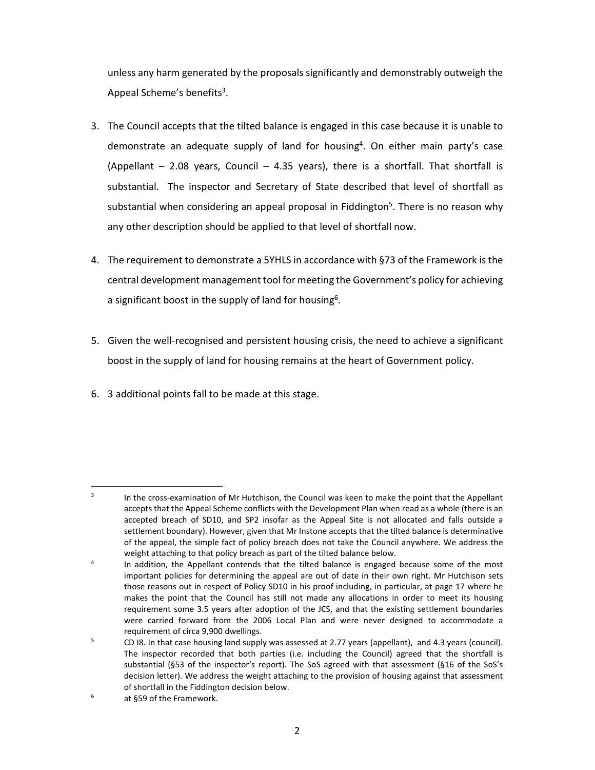unless any harm generated by the proposals significantly and demonstrably outweigh the Appeal Scheme's benefits[3].

3. The Council accepts that the tilted balance is engaged in this case because it is unable to demonstrate an adequate supply of land for housing[4]. On either main party's case (Appellant – 2.08 years, Council – 4.35 years), there is a shortfall. That shortfall is substantial. The inspector and Secretary of State described that level of shortfall as substantial when considering an appeal proposal in Fiddington[5]. There is no reason why any other description should be applied to that level of shortfall now.

4. The requirement to demonstrate a 5YHLS in accordance with §73 of the Framework is the central development management tool for meeting the Government's policy for achieving a significant boost in the supply of land for housing[6].

5. Given the well-recognised and persistent housing crisis, the need to achieve a significant boost in the supply of land for housing remains at the heart of Government policy.

6. 3 additional points fall to be made at this stage.

---

[3] In the cross-examination of Mr Hutchison, the Council was keen to make the point that the Appellant accepts that the Appeal Scheme conflicts with the Development Plan when read as a whole (there is an accepted breach of SD10, and SP2 insofar as the Appeal Site is not allocated and falls outside a settlement boundary). However, given that Mr Instone accepts that the tilted balance is determinative of the appeal, the simple fact of policy breach does not take the Council anywhere. We address the weight attaching to that policy breach as part of the tilted balance below.

[4] In addition, the Appellant contends that the tilted balance is engaged because some of the most important policies for determining the appeal are out of date in their own right. Mr Hutchison sets those reasons out in respect of Policy SD10 in his proof including, in particular, at page 17 where he makes the point that the Council has still not made any allocations in order to meet its housing requirement some 3.5 years after adoption of the JCS, and that the existing settlement boundaries were carried forward from the 2006 Local Plan and were never designed to accommodate a requirement of circa 9,900 dwellings.

[5] CD I8. In that case housing land supply was assessed at 2.77 years (appellant), and 4.3 years (council). The inspector recorded that both parties (i.e. including the Council) agreed that the shortfall is substantial (§53 of the inspector's report). The SoS agreed with that assessment (§16 of the SoS's decision letter). We address the weight attaching to the provision of housing against that assessment of shortfall in the Fiddington decision below.

[6] at §59 of the Framework.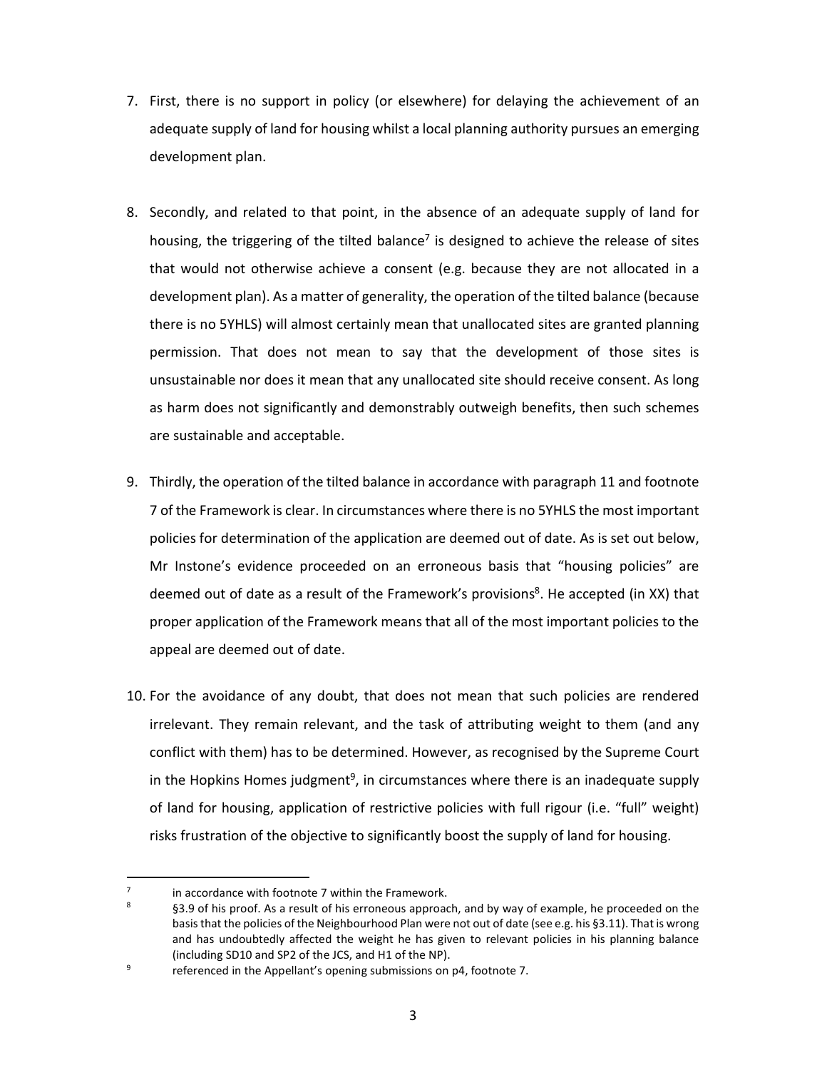7. First, there is no support in policy (or elsewhere) for delaying the achievement of an adequate supply of land for housing whilst a local planning authority pursues an emerging development plan.

8. Secondly, and related to that point, in the absence of an adequate supply of land for housing, the triggering of the tilted balance[7] is designed to achieve the release of sites that would not otherwise achieve a consent (e.g. because they are not allocated in a development plan). As a matter of generality, the operation of the tilted balance (because there is no 5YHLS) will almost certainly mean that unallocated sites are granted planning permission. That does not mean to say that the development of those sites is unsustainable nor does it mean that any unallocated site should receive consent. As long as harm does not significantly and demonstrably outweigh benefits, then such schemes are sustainable and acceptable.

9. Thirdly, the operation of the tilted balance in accordance with paragraph 11 and footnote 7 of the Framework is clear. In circumstances where there is no 5YHLS the most important policies for determination of the application are deemed out of date. As is set out below, Mr Instone's evidence proceeded on an erroneous basis that "housing policies" are deemed out of date as a result of the Framework's provisions[8]. He accepted (in XX) that proper application of the Framework means that all of the most important policies to the appeal are deemed out of date.

10. For the avoidance of any doubt, that does not mean that such policies are rendered irrelevant. They remain relevant, and the task of attributing weight to them (and any conflict with them) has to be determined. However, as recognised by the Supreme Court in the Hopkins Homes judgment[9], in circumstances where there is an inadequate supply of land for housing, application of restrictive policies with full rigour (i.e. "full" weight) risks frustration of the objective to significantly boost the supply of land for housing.

---

[7] in accordance with footnote 7 within the Framework.

[8] §3.9 of his proof. As a result of his erroneous approach, and by way of example, he proceeded on the basis that the policies of the Neighbourhood Plan were not out of date (see e.g. his §3.11). That is wrong and has undoubtedly affected the weight he has given to relevant policies in his planning balance (including SD10 and SP2 of the JCS, and H1 of the NP).

[9] referenced in the Appellant's opening submissions on p4, footnote 7.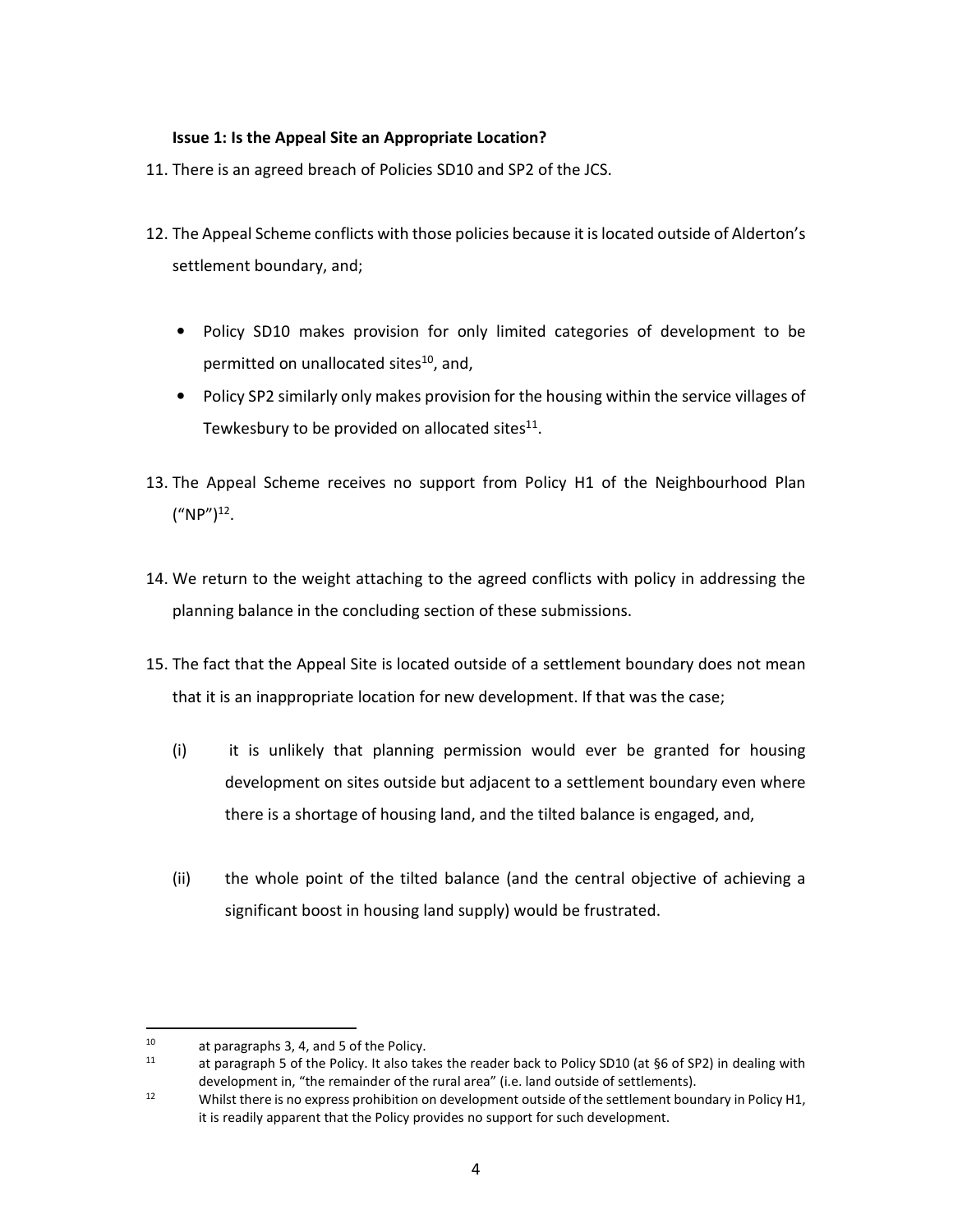**Issue 1: Is the Appeal Site an Appropriate Location?**

11. There is an agreed breach of Policies SD10 and SP2 of the JCS.

12. The Appeal Scheme conflicts with those policies because it is located outside of Alderton's settlement boundary, and;

    - Policy SD10 makes provision for only limited categories of development to be permitted on unallocated sites[10], and,
    - Policy SP2 similarly only makes provision for the housing within the service villages of Tewkesbury to be provided on allocated sites[11].

13. The Appeal Scheme receives no support from Policy H1 of the Neighbourhood Plan ("NP")[12].

14. We return to the weight attaching to the agreed conflicts with policy in addressing the planning balance in the concluding section of these submissions.

15. The fact that the Appeal Site is located outside of a settlement boundary does not mean that it is an inappropriate location for new development. If that was the case;

    (i) it is unlikely that planning permission would ever be granted for housing development on sites outside but adjacent to a settlement boundary even where there is a shortage of housing land, and the tilted balance is engaged, and,

    (ii) the whole point of the tilted balance (and the central objective of achieving a significant boost in housing land supply) would be frustrated.

---

[10] at paragraphs 3, 4, and 5 of the Policy.

[11] at paragraph 5 of the Policy. It also takes the reader back to Policy SD10 (at §6 of SP2) in dealing with development in, "the remainder of the rural area" (i.e. land outside of settlements).

[12] Whilst there is no express prohibition on development outside of the settlement boundary in Policy H1, it is readily apparent that the Policy provides no support for such development.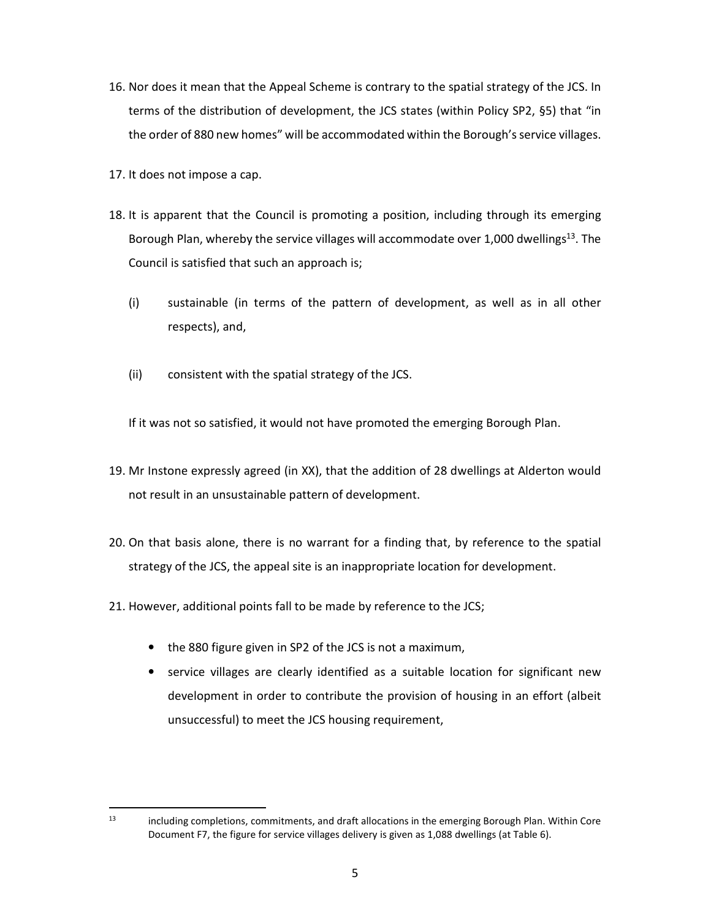16. Nor does it mean that the Appeal Scheme is contrary to the spatial strategy of the JCS. In terms of the distribution of development, the JCS states (within Policy SP2, §5) that "in the order of 880 new homes" will be accommodated within the Borough's service villages.

17. It does not impose a cap.

18. It is apparent that the Council is promoting a position, including through its emerging Borough Plan, whereby the service villages will accommodate over 1,000 dwellings[13]. The Council is satisfied that such an approach is;

    (i) sustainable (in terms of the pattern of development, as well as in all other respects), and,

    (ii) consistent with the spatial strategy of the JCS.

    If it was not so satisfied, it would not have promoted the emerging Borough Plan.

19. Mr Instone expressly agreed (in XX), that the addition of 28 dwellings at Alderton would not result in an unsustainable pattern of development.

20. On that basis alone, there is no warrant for a finding that, by reference to the spatial strategy of the JCS, the appeal site is an inappropriate location for development.

21. However, additional points fall to be made by reference to the JCS;

    - the 880 figure given in SP2 of the JCS is not a maximum,
    - service villages are clearly identified as a suitable location for significant new development in order to contribute the provision of housing in an effort (albeit unsuccessful) to meet the JCS housing requirement,

---

[13] including completions, commitments, and draft allocations in the emerging Borough Plan. Within Core Document F7, the figure for service villages delivery is given as 1,088 dwellings (at Table 6).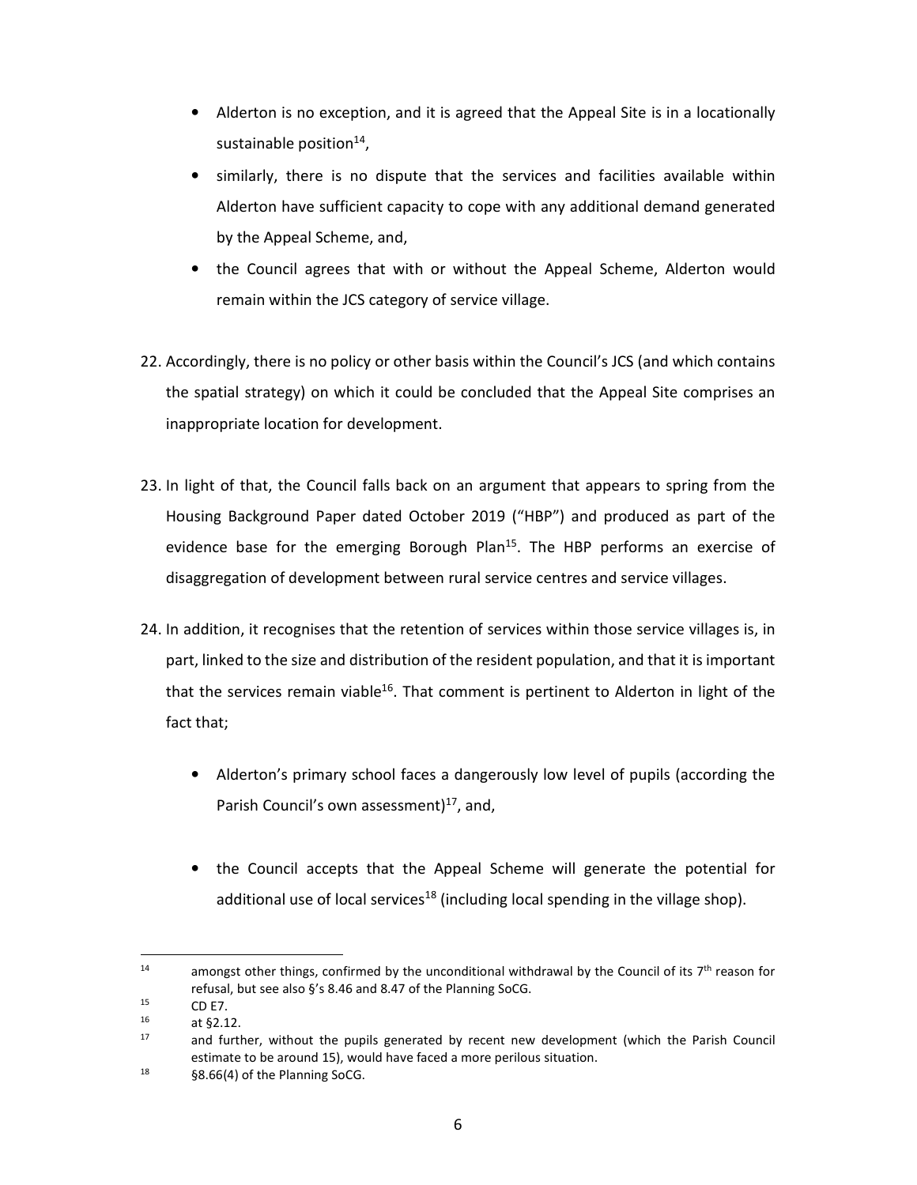- Alderton is no exception, and it is agreed that the Appeal Site is in a locationally sustainable position[14],
- similarly, there is no dispute that the services and facilities available within Alderton have sufficient capacity to cope with any additional demand generated by the Appeal Scheme, and,
- the Council agrees that with or without the Appeal Scheme, Alderton would remain within the JCS category of service village.

22. Accordingly, there is no policy or other basis within the Council's JCS (and which contains the spatial strategy) on which it could be concluded that the Appeal Site comprises an inappropriate location for development.

23. In light of that, the Council falls back on an argument that appears to spring from the Housing Background Paper dated October 2019 ("HBP") and produced as part of the evidence base for the emerging Borough Plan[15]. The HBP performs an exercise of disaggregation of development between rural service centres and service villages.

24. In addition, it recognises that the retention of services within those service villages is, in part, linked to the size and distribution of the resident population, and that it is important that the services remain viable[16]. That comment is pertinent to Alderton in light of the fact that;

    - Alderton's primary school faces a dangerously low level of pupils (according the Parish Council's own assessment)[17], and,

    - the Council accepts that the Appeal Scheme will generate the potential for additional use of local services[18] (including local spending in the village shop).

---

[14] amongst other things, confirmed by the unconditional withdrawal by the Council of its 7th reason for refusal, but see also §'s 8.46 and 8.47 of the Planning SoCG.

[15] CD E7.

[16] at §2.12.

[17] and further, without the pupils generated by recent new development (which the Parish Council estimate to be around 15), would have faced a more perilous situation.

[18] §8.66(4) of the Planning SoCG.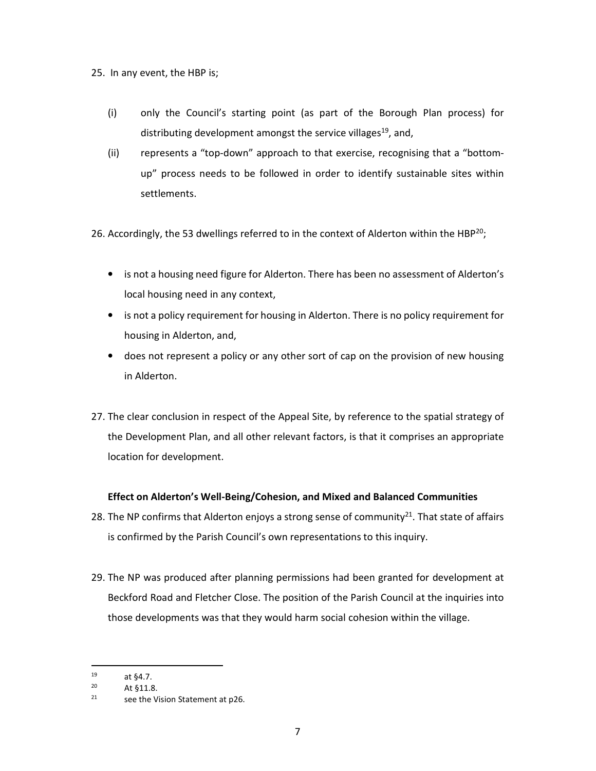25. In any event, the HBP is;

    (i) only the Council's starting point (as part of the Borough Plan process) for distributing development amongst the service villages[19], and,

    (ii) represents a "top-down" approach to that exercise, recognising that a "bottom-up" process needs to be followed in order to identify sustainable sites within settlements.

26. Accordingly, the 53 dwellings referred to in the context of Alderton within the HBP[20];

    - is not a housing need figure for Alderton. There has been no assessment of Alderton's local housing need in any context,
    - is not a policy requirement for housing in Alderton. There is no policy requirement for housing in Alderton, and,
    - does not represent a policy or any other sort of cap on the provision of new housing in Alderton.

27. The clear conclusion in respect of the Appeal Site, by reference to the spatial strategy of the Development Plan, and all other relevant factors, is that it comprises an appropriate location for development.

**Effect on Alderton's Well-Being/Cohesion, and Mixed and Balanced Communities**

28. The NP confirms that Alderton enjoys a strong sense of community[21]. That state of affairs is confirmed by the Parish Council's own representations to this inquiry.

29. The NP was produced after planning permissions had been granted for development at Beckford Road and Fletcher Close. The position of the Parish Council at the inquiries into those developments was that they would harm social cohesion within the village.

---

[19] at §4.7.

[20] At §11.8.

[21] see the Vision Statement at p26.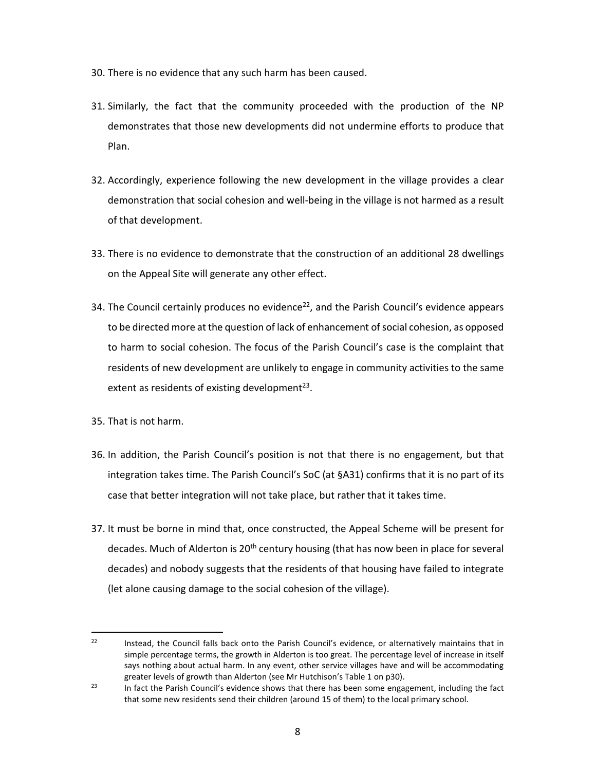30. There is no evidence that any such harm has been caused.

31. Similarly, the fact that the community proceeded with the production of the NP demonstrates that those new developments did not undermine efforts to produce that Plan.

32. Accordingly, experience following the new development in the village provides a clear demonstration that social cohesion and well-being in the village is not harmed as a result of that development.

33. There is no evidence to demonstrate that the construction of an additional 28 dwellings on the Appeal Site will generate any other effect.

34. The Council certainly produces no evidence[22], and the Parish Council's evidence appears to be directed more at the question of lack of enhancement of social cohesion, as opposed to harm to social cohesion. The focus of the Parish Council's case is the complaint that residents of new development are unlikely to engage in community activities to the same extent as residents of existing development[23].

35. That is not harm.

36. In addition, the Parish Council's position is not that there is no engagement, but that integration takes time. The Parish Council's SoC (at §A31) confirms that it is no part of its case that better integration will not take place, but rather that it takes time.

37. It must be borne in mind that, once constructed, the Appeal Scheme will be present for decades. Much of Alderton is 20th century housing (that has now been in place for several decades) and nobody suggests that the residents of that housing have failed to integrate (let alone causing damage to the social cohesion of the village).

---

[22] Instead, the Council falls back onto the Parish Council's evidence, or alternatively maintains that in simple percentage terms, the growth in Alderton is too great. The percentage level of increase in itself says nothing about actual harm. In any event, other service villages have and will be accommodating greater levels of growth than Alderton (see Mr Hutchison's Table 1 on p30).

[23] In fact the Parish Council's evidence shows that there has been some engagement, including the fact that some new residents send their children (around 15 of them) to the local primary school.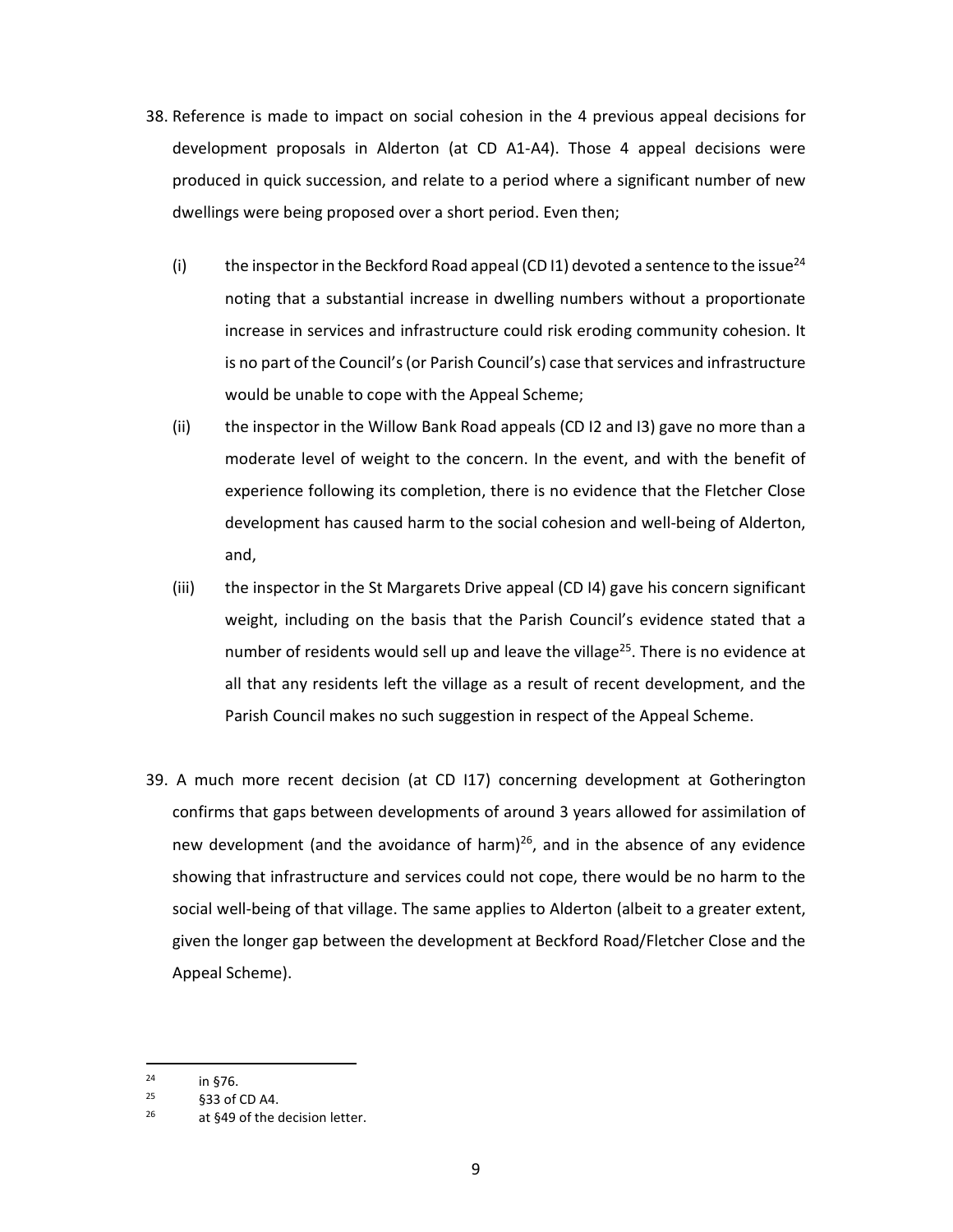38. Reference is made to impact on social cohesion in the 4 previous appeal decisions for development proposals in Alderton (at CD A1-A4). Those 4 appeal decisions were produced in quick succession, and relate to a period where a significant number of new dwellings were being proposed over a short period. Even then;

    (i) the inspector in the Beckford Road appeal (CD I1) devoted a sentence to the issue[24] noting that a substantial increase in dwelling numbers without a proportionate increase in services and infrastructure could risk eroding community cohesion. It is no part of the Council's (or Parish Council's) case that services and infrastructure would be unable to cope with the Appeal Scheme;

    (ii) the inspector in the Willow Bank Road appeals (CD I2 and I3) gave no more than a moderate level of weight to the concern. In the event, and with the benefit of experience following its completion, there is no evidence that the Fletcher Close development has caused harm to the social cohesion and well-being of Alderton, and,

    (iii) the inspector in the St Margarets Drive appeal (CD I4) gave his concern significant weight, including on the basis that the Parish Council's evidence stated that a number of residents would sell up and leave the village[25]. There is no evidence at all that any residents left the village as a result of recent development, and the Parish Council makes no such suggestion in respect of the Appeal Scheme.

39. A much more recent decision (at CD I17) concerning development at Gotherington confirms that gaps between developments of around 3 years allowed for assimilation of new development (and the avoidance of harm)[26], and in the absence of any evidence showing that infrastructure and services could not cope, there would be no harm to the social well-being of that village. The same applies to Alderton (albeit to a greater extent, given the longer gap between the development at Beckford Road/Fletcher Close and the Appeal Scheme).

---

[24] in §76.

[25] §33 of CD A4.

[26] at §49 of the decision letter.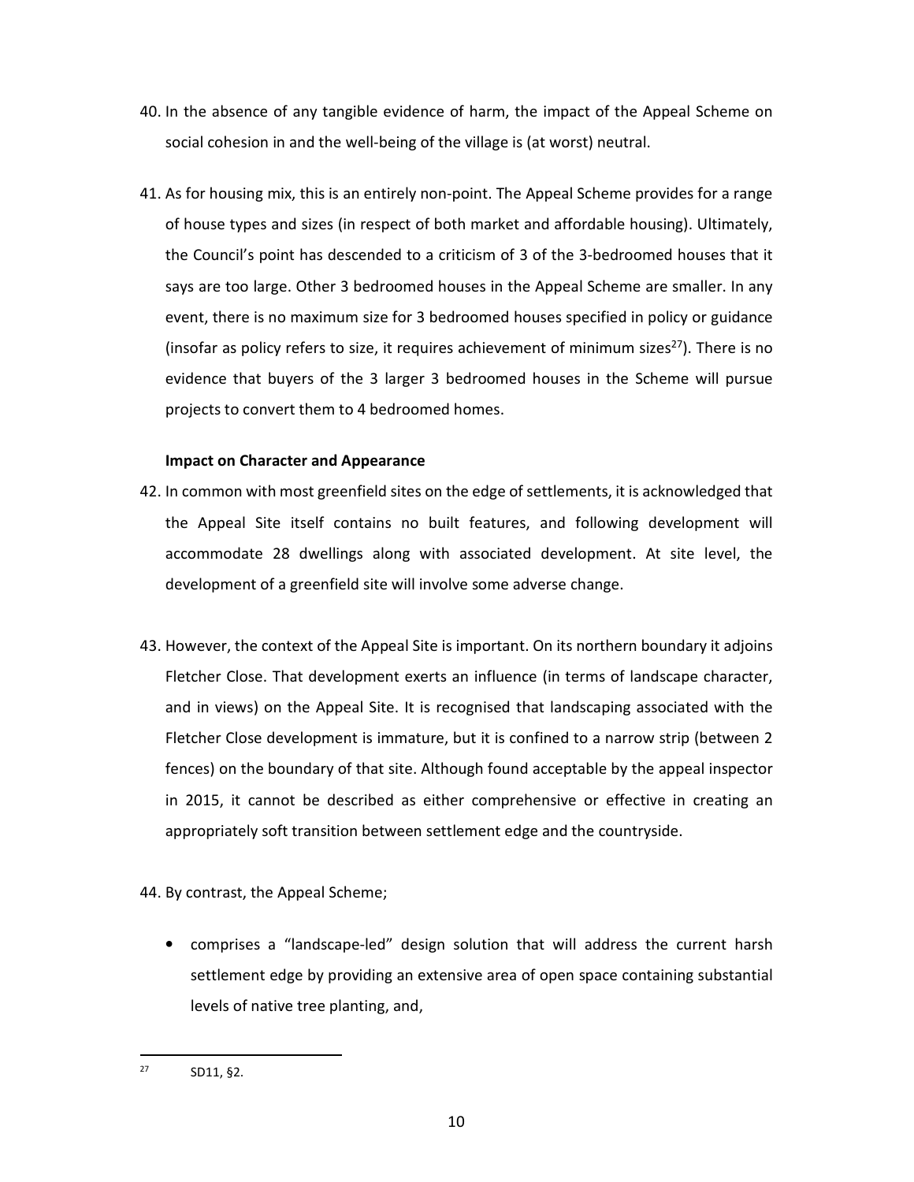40. In the absence of any tangible evidence of harm, the impact of the Appeal Scheme on social cohesion in and the well-being of the village is (at worst) neutral.

41. As for housing mix, this is an entirely non-point. The Appeal Scheme provides for a range of house types and sizes (in respect of both market and affordable housing). Ultimately, the Council's point has descended to a criticism of 3 of the 3-bedroomed houses that it says are too large. Other 3 bedroomed houses in the Appeal Scheme are smaller. In any event, there is no maximum size for 3 bedroomed houses specified in policy or guidance (insofar as policy refers to size, it requires achievement of minimum sizes[27]). There is no evidence that buyers of the 3 larger 3 bedroomed houses in the Scheme will pursue projects to convert them to 4 bedroomed homes.

**Impact on Character and Appearance**

42. In common with most greenfield sites on the edge of settlements, it is acknowledged that the Appeal Site itself contains no built features, and following development will accommodate 28 dwellings along with associated development. At site level, the development of a greenfield site will involve some adverse change.

43. However, the context of the Appeal Site is important. On its northern boundary it adjoins Fletcher Close. That development exerts an influence (in terms of landscape character, and in views) on the Appeal Site. It is recognised that landscaping associated with the Fletcher Close development is immature, but it is confined to a narrow strip (between 2 fences) on the boundary of that site. Although found acceptable by the appeal inspector in 2015, it cannot be described as either comprehensive or effective in creating an appropriately soft transition between settlement edge and the countryside.

44. By contrast, the Appeal Scheme;

- comprises a "landscape-led" design solution that will address the current harsh settlement edge by providing an extensive area of open space containing substantial levels of native tree planting, and,

---

[27] SD11, §2.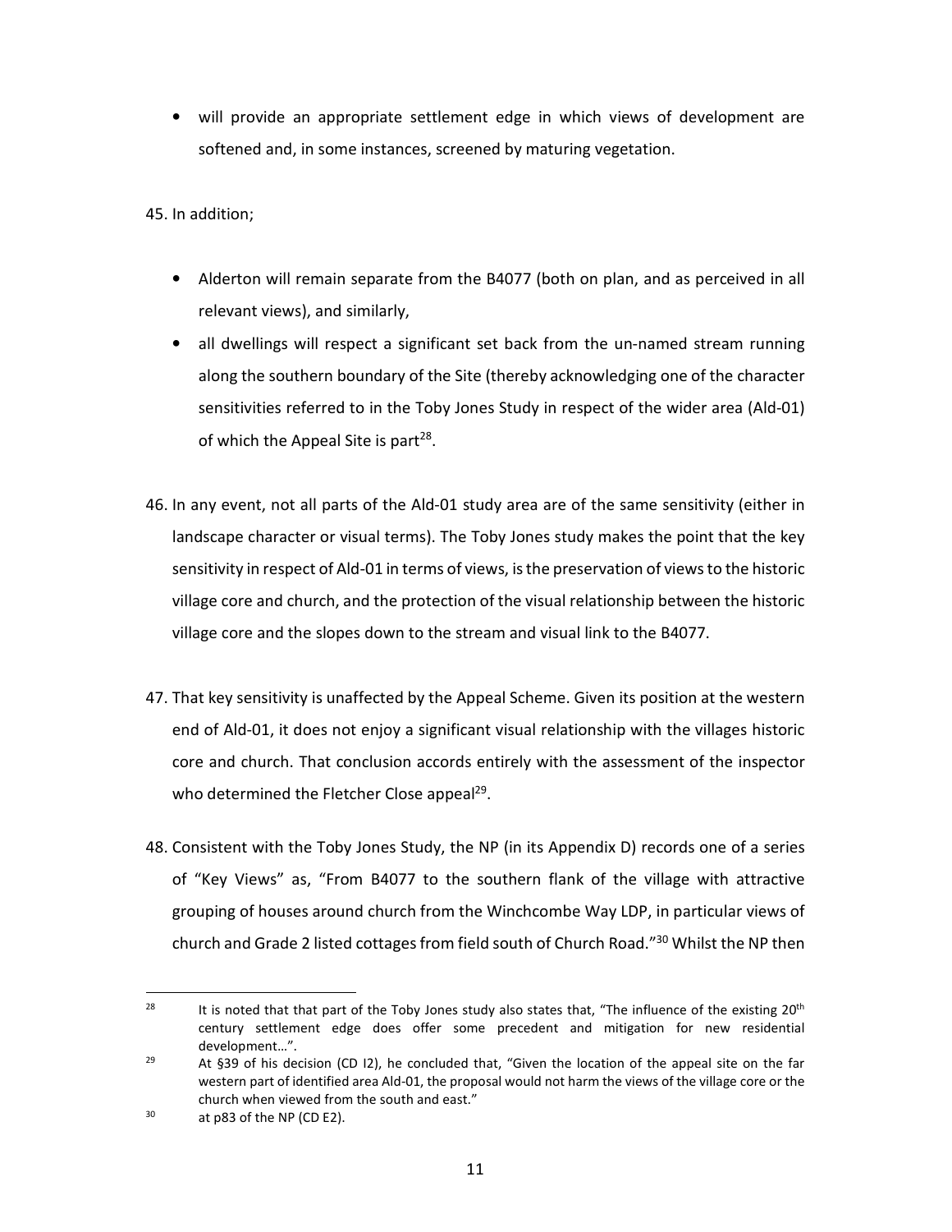- will provide an appropriate settlement edge in which views of development are softened and, in some instances, screened by maturing vegetation.

45. In addition;

- Alderton will remain separate from the B4077 (both on plan, and as perceived in all relevant views), and similarly,
- all dwellings will respect a significant set back from the un-named stream running along the southern boundary of the Site (thereby acknowledging one of the character sensitivities referred to in the Toby Jones Study in respect of the wider area (Ald-01) of which the Appeal Site is part[28].

46. In any event, not all parts of the Ald-01 study area are of the same sensitivity (either in landscape character or visual terms). The Toby Jones study makes the point that the key sensitivity in respect of Ald-01 in terms of views, is the preservation of views to the historic village core and church, and the protection of the visual relationship between the historic village core and the slopes down to the stream and visual link to the B4077.

47. That key sensitivity is unaffected by the Appeal Scheme. Given its position at the western end of Ald-01, it does not enjoy a significant visual relationship with the villages historic core and church. That conclusion accords entirely with the assessment of the inspector who determined the Fletcher Close appeal[29].

48. Consistent with the Toby Jones Study, the NP (in its Appendix D) records one of a series of "Key Views" as, "From B4077 to the southern flank of the village with attractive grouping of houses around church from the Winchcombe Way LDP, in particular views of church and Grade 2 listed cottages from field south of Church Road."[30] Whilst the NP then

---

[28] It is noted that that part of the Toby Jones study also states that, "The influence of the existing 20th century settlement edge does offer some precedent and mitigation for new residential development…".

[29] At §39 of his decision (CD I2), he concluded that, "Given the location of the appeal site on the far western part of identified area Ald-01, the proposal would not harm the views of the village core or the church when viewed from the south and east."

[30] at p83 of the NP (CD E2).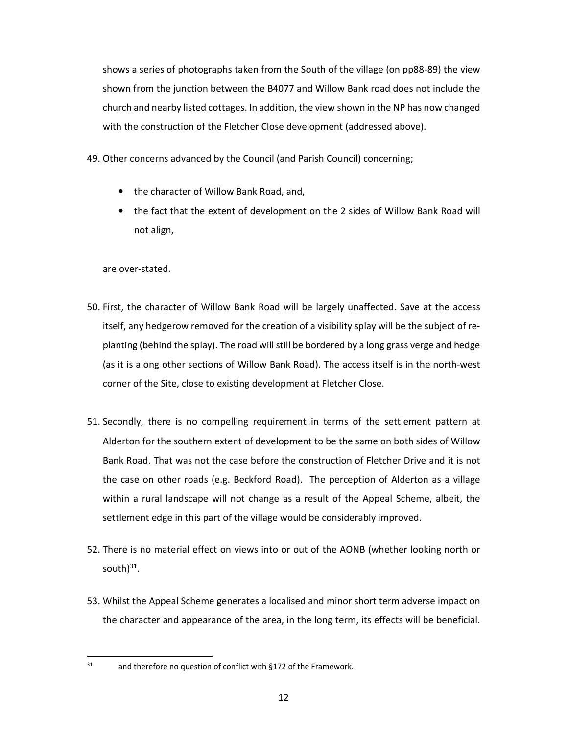shows a series of photographs taken from the South of the village (on pp88-89) the view shown from the junction between the B4077 and Willow Bank road does not include the church and nearby listed cottages. In addition, the view shown in the NP has now changed with the construction of the Fletcher Close development (addressed above).

49. Other concerns advanced by the Council (and Parish Council) concerning;

    - the character of Willow Bank Road, and,
    - the fact that the extent of development on the 2 sides of Willow Bank Road will not align,

    are over-stated.

50. First, the character of Willow Bank Road will be largely unaffected. Save at the access itself, any hedgerow removed for the creation of a visibility splay will be the subject of re-planting (behind the splay). The road will still be bordered by a long grass verge and hedge (as it is along other sections of Willow Bank Road). The access itself is in the north-west corner of the Site, close to existing development at Fletcher Close.

51. Secondly, there is no compelling requirement in terms of the settlement pattern at Alderton for the southern extent of development to be the same on both sides of Willow Bank Road. That was not the case before the construction of Fletcher Drive and it is not the case on other roads (e.g. Beckford Road). The perception of Alderton as a village within a rural landscape will not change as a result of the Appeal Scheme, albeit, the settlement edge in this part of the village would be considerably improved.

52. There is no material effect on views into or out of the AONB (whether looking north or south)[31].

53. Whilst the Appeal Scheme generates a localised and minor short term adverse impact on the character and appearance of the area, in the long term, its effects will be beneficial.

---

[31] and therefore no question of conflict with §172 of the Framework.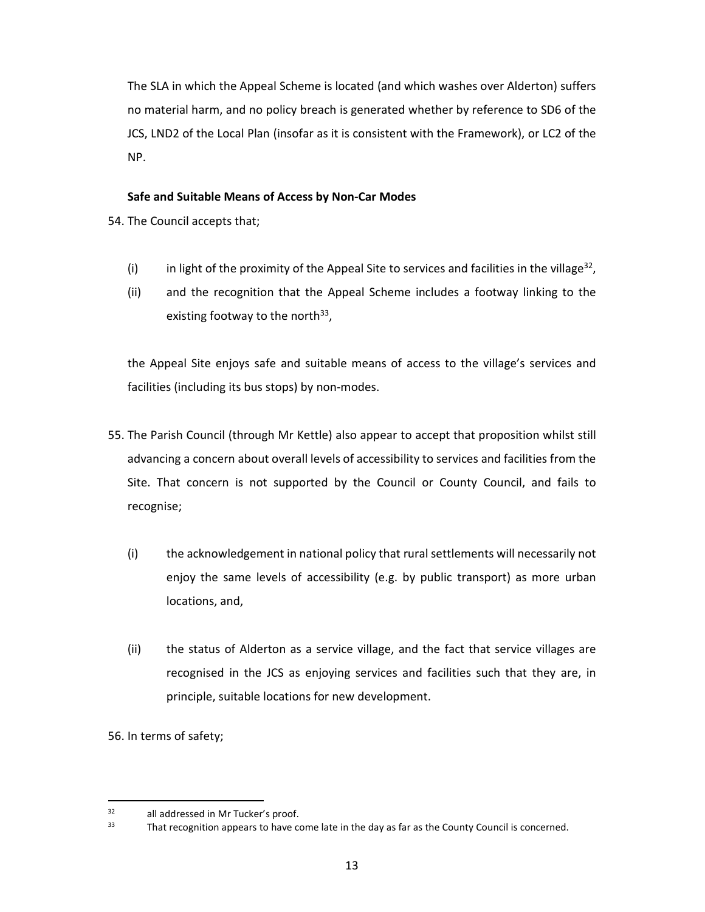The SLA in which the Appeal Scheme is located (and which washes over Alderton) suffers no material harm, and no policy breach is generated whether by reference to SD6 of the JCS, LND2 of the Local Plan (insofar as it is consistent with the Framework), or LC2 of the NP.

**Safe and Suitable Means of Access by Non-Car Modes**

54. The Council accepts that;

(i) in light of the proximity of the Appeal Site to services and facilities in the village[32],

(ii) and the recognition that the Appeal Scheme includes a footway linking to the existing footway to the north[33],

the Appeal Site enjoys safe and suitable means of access to the village's services and facilities (including its bus stops) by non-modes.

55. The Parish Council (through Mr Kettle) also appear to accept that proposition whilst still advancing a concern about overall levels of accessibility to services and facilities from the Site. That concern is not supported by the Council or County Council, and fails to recognise;

(i) the acknowledgement in national policy that rural settlements will necessarily not enjoy the same levels of accessibility (e.g. by public transport) as more urban locations, and,

(ii) the status of Alderton as a service village, and the fact that service villages are recognised in the JCS as enjoying services and facilities such that they are, in principle, suitable locations for new development.

56. In terms of safety;

---

[32] all addressed in Mr Tucker's proof.

[33] That recognition appears to have come late in the day as far as the County Council is concerned.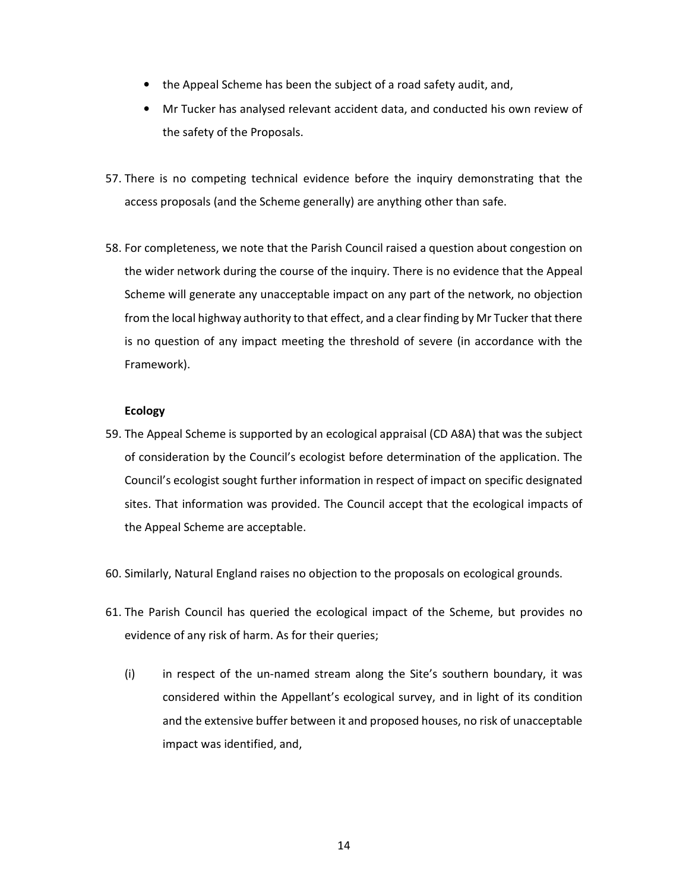- the Appeal Scheme has been the subject of a road safety audit, and,
- Mr Tucker has analysed relevant accident data, and conducted his own review of the safety of the Proposals.

57. There is no competing technical evidence before the inquiry demonstrating that the access proposals (and the Scheme generally) are anything other than safe.

58. For completeness, we note that the Parish Council raised a question about congestion on the wider network during the course of the inquiry. There is no evidence that the Appeal Scheme will generate any unacceptable impact on any part of the network, no objection from the local highway authority to that effect, and a clear finding by Mr Tucker that there is no question of any impact meeting the threshold of severe (in accordance with the Framework).

**Ecology**

59. The Appeal Scheme is supported by an ecological appraisal (CD A8A) that was the subject of consideration by the Council's ecologist before determination of the application. The Council's ecologist sought further information in respect of impact on specific designated sites. That information was provided. The Council accept that the ecological impacts of the Appeal Scheme are acceptable.

60. Similarly, Natural England raises no objection to the proposals on ecological grounds.

61. The Parish Council has queried the ecological impact of the Scheme, but provides no evidence of any risk of harm. As for their queries;

    (i) in respect of the un-named stream along the Site's southern boundary, it was considered within the Appellant's ecological survey, and in light of its condition and the extensive buffer between it and proposed houses, no risk of unacceptable impact was identified, and,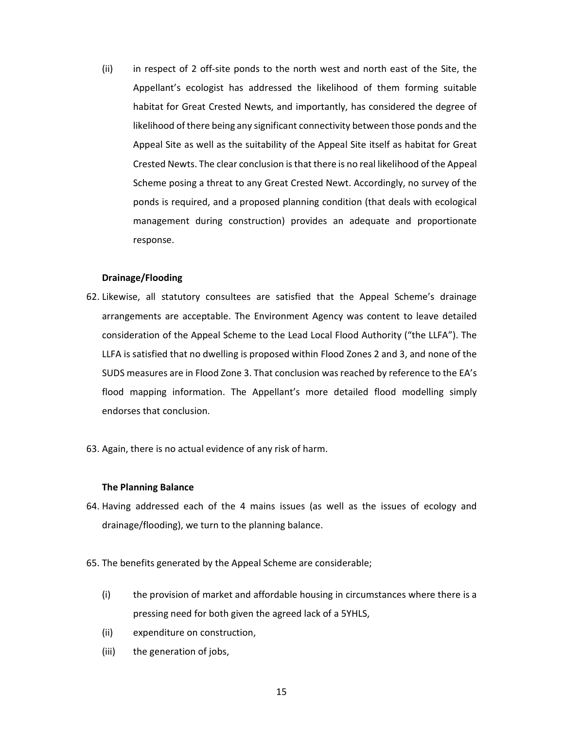(ii) in respect of 2 off-site ponds to the north west and north east of the Site, the Appellant's ecologist has addressed the likelihood of them forming suitable habitat for Great Crested Newts, and importantly, has considered the degree of likelihood of there being any significant connectivity between those ponds and the Appeal Site as well as the suitability of the Appeal Site itself as habitat for Great Crested Newts. The clear conclusion is that there is no real likelihood of the Appeal Scheme posing a threat to any Great Crested Newt. Accordingly, no survey of the ponds is required, and a proposed planning condition (that deals with ecological management during construction) provides an adequate and proportionate response.

**Drainage/Flooding**

62. Likewise, all statutory consultees are satisfied that the Appeal Scheme's drainage arrangements are acceptable. The Environment Agency was content to leave detailed consideration of the Appeal Scheme to the Lead Local Flood Authority ("the LLFA"). The LLFA is satisfied that no dwelling is proposed within Flood Zones 2 and 3, and none of the SUDS measures are in Flood Zone 3. That conclusion was reached by reference to the EA's flood mapping information. The Appellant's more detailed flood modelling simply endorses that conclusion.

63. Again, there is no actual evidence of any risk of harm.

**The Planning Balance**

64. Having addressed each of the 4 mains issues (as well as the issues of ecology and drainage/flooding), we turn to the planning balance.

65. The benefits generated by the Appeal Scheme are considerable;

(i) the provision of market and affordable housing in circumstances where there is a pressing need for both given the agreed lack of a 5YHLS,

(ii) expenditure on construction,

(iii) the generation of jobs,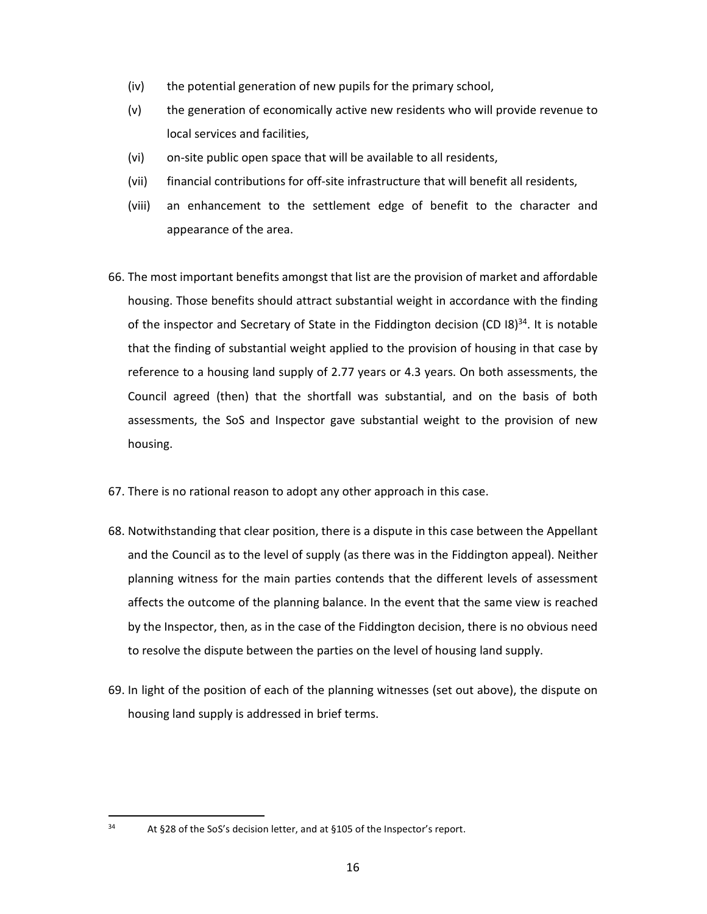(iv) the potential generation of new pupils for the primary school,

(v) the generation of economically active new residents who will provide revenue to local services and facilities,

(vi) on-site public open space that will be available to all residents,

(vii) financial contributions for off-site infrastructure that will benefit all residents,

(viii) an enhancement to the settlement edge of benefit to the character and appearance of the area.

66. The most important benefits amongst that list are the provision of market and affordable housing. Those benefits should attract substantial weight in accordance with the finding of the inspector and Secretary of State in the Fiddington decision (CD I8)[34]. It is notable that the finding of substantial weight applied to the provision of housing in that case by reference to a housing land supply of 2.77 years or 4.3 years. On both assessments, the Council agreed (then) that the shortfall was substantial, and on the basis of both assessments, the SoS and Inspector gave substantial weight to the provision of new housing.

67. There is no rational reason to adopt any other approach in this case.

68. Notwithstanding that clear position, there is a dispute in this case between the Appellant and the Council as to the level of supply (as there was in the Fiddington appeal). Neither planning witness for the main parties contends that the different levels of assessment affects the outcome of the planning balance. In the event that the same view is reached by the Inspector, then, as in the case of the Fiddington decision, there is no obvious need to resolve the dispute between the parties on the level of housing land supply.

69. In light of the position of each of the planning witnesses (set out above), the dispute on housing land supply is addressed in brief terms.

[34] At §28 of the SoS's decision letter, and at §105 of the Inspector's report.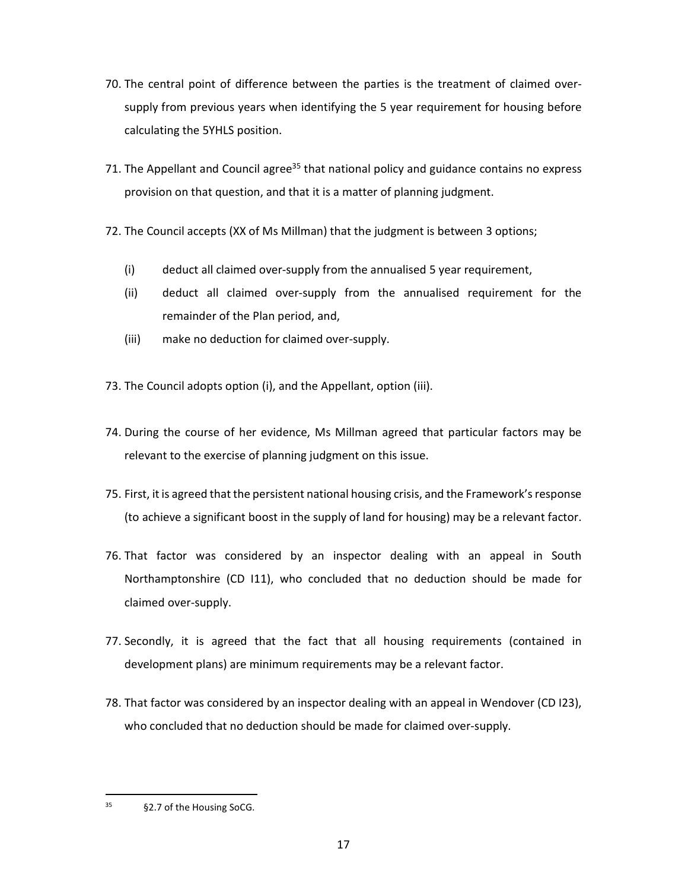70. The central point of difference between the parties is the treatment of claimed over-supply from previous years when identifying the 5 year requirement for housing before calculating the 5YHLS position.

71. The Appellant and Council agree[35] that national policy and guidance contains no express provision on that question, and that it is a matter of planning judgment.

72. The Council accepts (XX of Ms Millman) that the judgment is between 3 options;

    (i) deduct all claimed over-supply from the annualised 5 year requirement,

    (ii) deduct all claimed over-supply from the annualised requirement for the remainder of the Plan period, and,

    (iii) make no deduction for claimed over-supply.

73. The Council adopts option (i), and the Appellant, option (iii).

74. During the course of her evidence, Ms Millman agreed that particular factors may be relevant to the exercise of planning judgment on this issue.

75. First, it is agreed that the persistent national housing crisis, and the Framework's response (to achieve a significant boost in the supply of land for housing) may be a relevant factor.

76. That factor was considered by an inspector dealing with an appeal in South Northamptonshire (CD I11), who concluded that no deduction should be made for claimed over-supply.

77. Secondly, it is agreed that the fact that all housing requirements (contained in development plans) are minimum requirements may be a relevant factor.

78. That factor was considered by an inspector dealing with an appeal in Wendover (CD I23), who concluded that no deduction should be made for claimed over-supply.

---

[35] §2.7 of the Housing SoCG.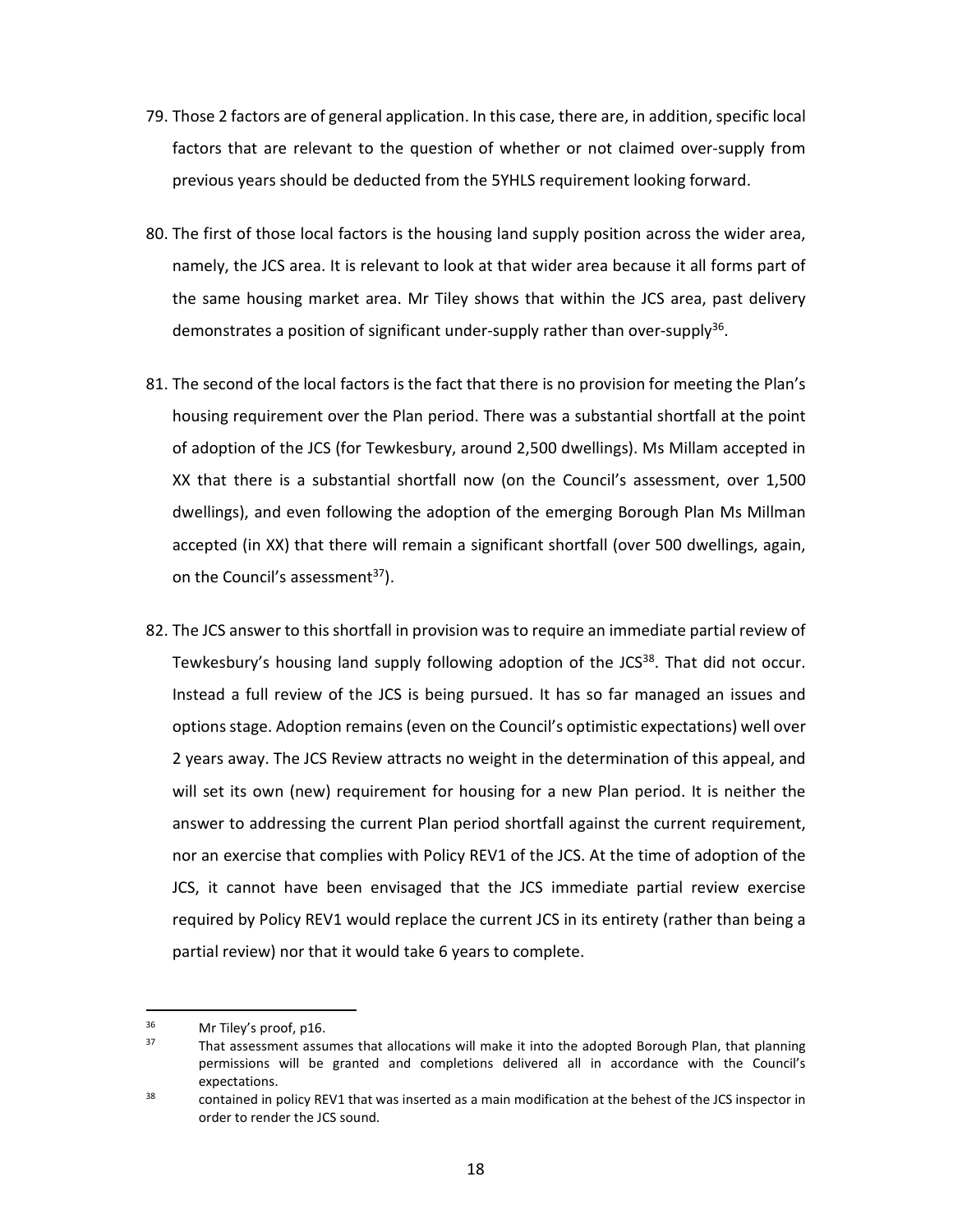79. Those 2 factors are of general application. In this case, there are, in addition, specific local factors that are relevant to the question of whether or not claimed over-supply from previous years should be deducted from the 5YHLS requirement looking forward.

80. The first of those local factors is the housing land supply position across the wider area, namely, the JCS area. It is relevant to look at that wider area because it all forms part of the same housing market area. Mr Tiley shows that within the JCS area, past delivery demonstrates a position of significant under-supply rather than over-supply[36].

81. The second of the local factors is the fact that there is no provision for meeting the Plan's housing requirement over the Plan period. There was a substantial shortfall at the point of adoption of the JCS (for Tewkesbury, around 2,500 dwellings). Ms Millam accepted in XX that there is a substantial shortfall now (on the Council's assessment, over 1,500 dwellings), and even following the adoption of the emerging Borough Plan Ms Millman accepted (in XX) that there will remain a significant shortfall (over 500 dwellings, again, on the Council's assessment[37]).

82. The JCS answer to this shortfall in provision was to require an immediate partial review of Tewkesbury's housing land supply following adoption of the JCS[38]. That did not occur. Instead a full review of the JCS is being pursued. It has so far managed an issues and options stage. Adoption remains (even on the Council's optimistic expectations) well over 2 years away. The JCS Review attracts no weight in the determination of this appeal, and will set its own (new) requirement for housing for a new Plan period. It is neither the answer to addressing the current Plan period shortfall against the current requirement, nor an exercise that complies with Policy REV1 of the JCS. At the time of adoption of the JCS, it cannot have been envisaged that the JCS immediate partial review exercise required by Policy REV1 would replace the current JCS in its entirety (rather than being a partial review) nor that it would take 6 years to complete.

---

[36] Mr Tiley's proof, p16.

[37] That assessment assumes that allocations will make it into the adopted Borough Plan, that planning permissions will be granted and completions delivered all in accordance with the Council's expectations.

[38] contained in policy REV1 that was inserted as a main modification at the behest of the JCS inspector in order to render the JCS sound.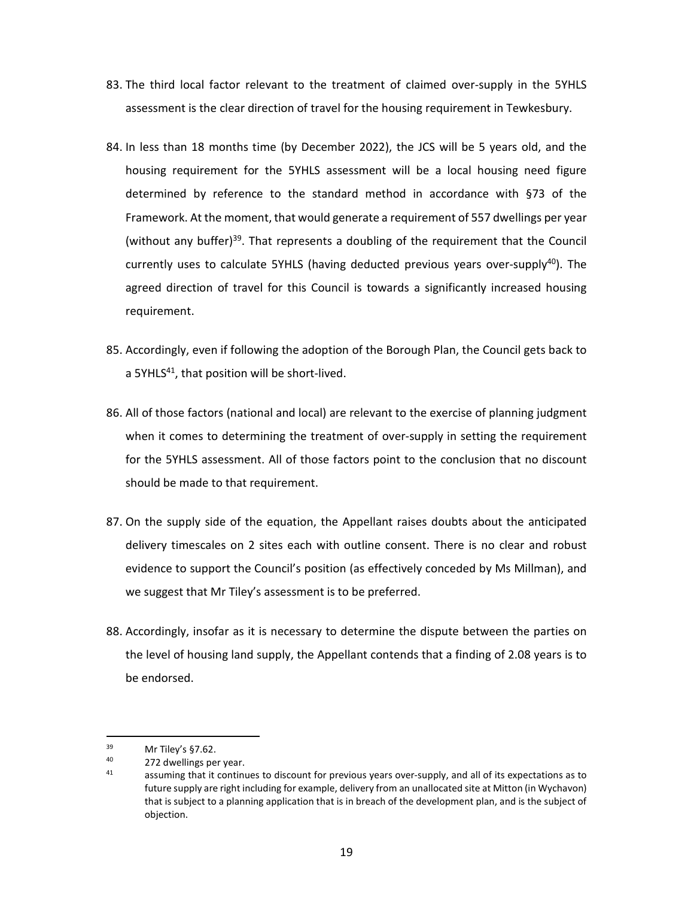83. The third local factor relevant to the treatment of claimed over-supply in the 5YHLS assessment is the clear direction of travel for the housing requirement in Tewkesbury.

84. In less than 18 months time (by December 2022), the JCS will be 5 years old, and the housing requirement for the 5YHLS assessment will be a local housing need figure determined by reference to the standard method in accordance with §73 of the Framework. At the moment, that would generate a requirement of 557 dwellings per year (without any buffer)[39]. That represents a doubling of the requirement that the Council currently uses to calculate 5YHLS (having deducted previous years over-supply[40]). The agreed direction of travel for this Council is towards a significantly increased housing requirement.

85. Accordingly, even if following the adoption of the Borough Plan, the Council gets back to a 5YHLS[41], that position will be short-lived.

86. All of those factors (national and local) are relevant to the exercise of planning judgment when it comes to determining the treatment of over-supply in setting the requirement for the 5YHLS assessment. All of those factors point to the conclusion that no discount should be made to that requirement.

87. On the supply side of the equation, the Appellant raises doubts about the anticipated delivery timescales on 2 sites each with outline consent. There is no clear and robust evidence to support the Council's position (as effectively conceded by Ms Millman), and we suggest that Mr Tiley's assessment is to be preferred.

88. Accordingly, insofar as it is necessary to determine the dispute between the parties on the level of housing land supply, the Appellant contends that a finding of 2.08 years is to be endorsed.

---

[39] Mr Tiley's §7.62.

[40] 272 dwellings per year.

[41] assuming that it continues to discount for previous years over-supply, and all of its expectations as to future supply are right including for example, delivery from an unallocated site at Mitton (in Wychavon) that is subject to a planning application that is in breach of the development plan, and is the subject of objection.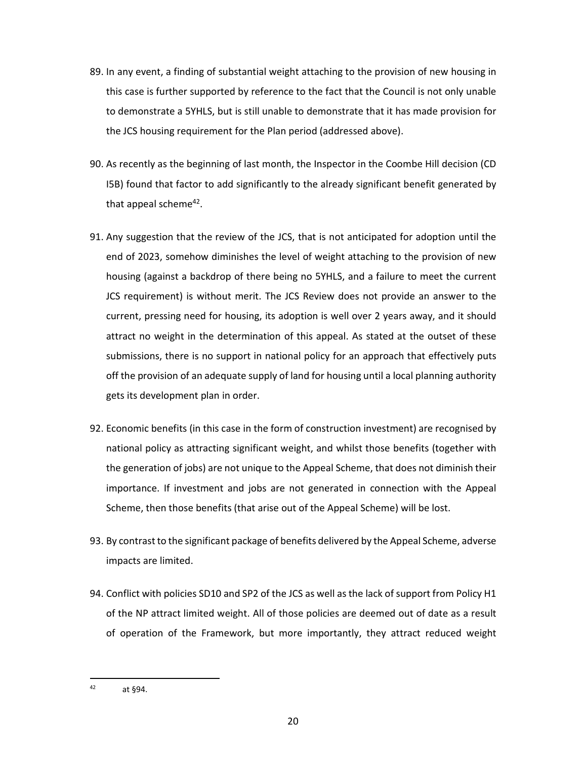89. In any event, a finding of substantial weight attaching to the provision of new housing in this case is further supported by reference to the fact that the Council is not only unable to demonstrate a 5YHLS, but is still unable to demonstrate that it has made provision for the JCS housing requirement for the Plan period (addressed above).

90. As recently as the beginning of last month, the Inspector in the Coombe Hill decision (CD I5B) found that factor to add significantly to the already significant benefit generated by that appeal scheme[42].

91. Any suggestion that the review of the JCS, that is not anticipated for adoption until the end of 2023, somehow diminishes the level of weight attaching to the provision of new housing (against a backdrop of there being no 5YHLS, and a failure to meet the current JCS requirement) is without merit. The JCS Review does not provide an answer to the current, pressing need for housing, its adoption is well over 2 years away, and it should attract no weight in the determination of this appeal. As stated at the outset of these submissions, there is no support in national policy for an approach that effectively puts off the provision of an adequate supply of land for housing until a local planning authority gets its development plan in order.

92. Economic benefits (in this case in the form of construction investment) are recognised by national policy as attracting significant weight, and whilst those benefits (together with the generation of jobs) are not unique to the Appeal Scheme, that does not diminish their importance. If investment and jobs are not generated in connection with the Appeal Scheme, then those benefits (that arise out of the Appeal Scheme) will be lost.

93. By contrast to the significant package of benefits delivered by the Appeal Scheme, adverse impacts are limited.

94. Conflict with policies SD10 and SP2 of the JCS as well as the lack of support from Policy H1 of the NP attract limited weight. All of those policies are deemed out of date as a result of operation of the Framework, but more importantly, they attract reduced weight

---

[42] at §94.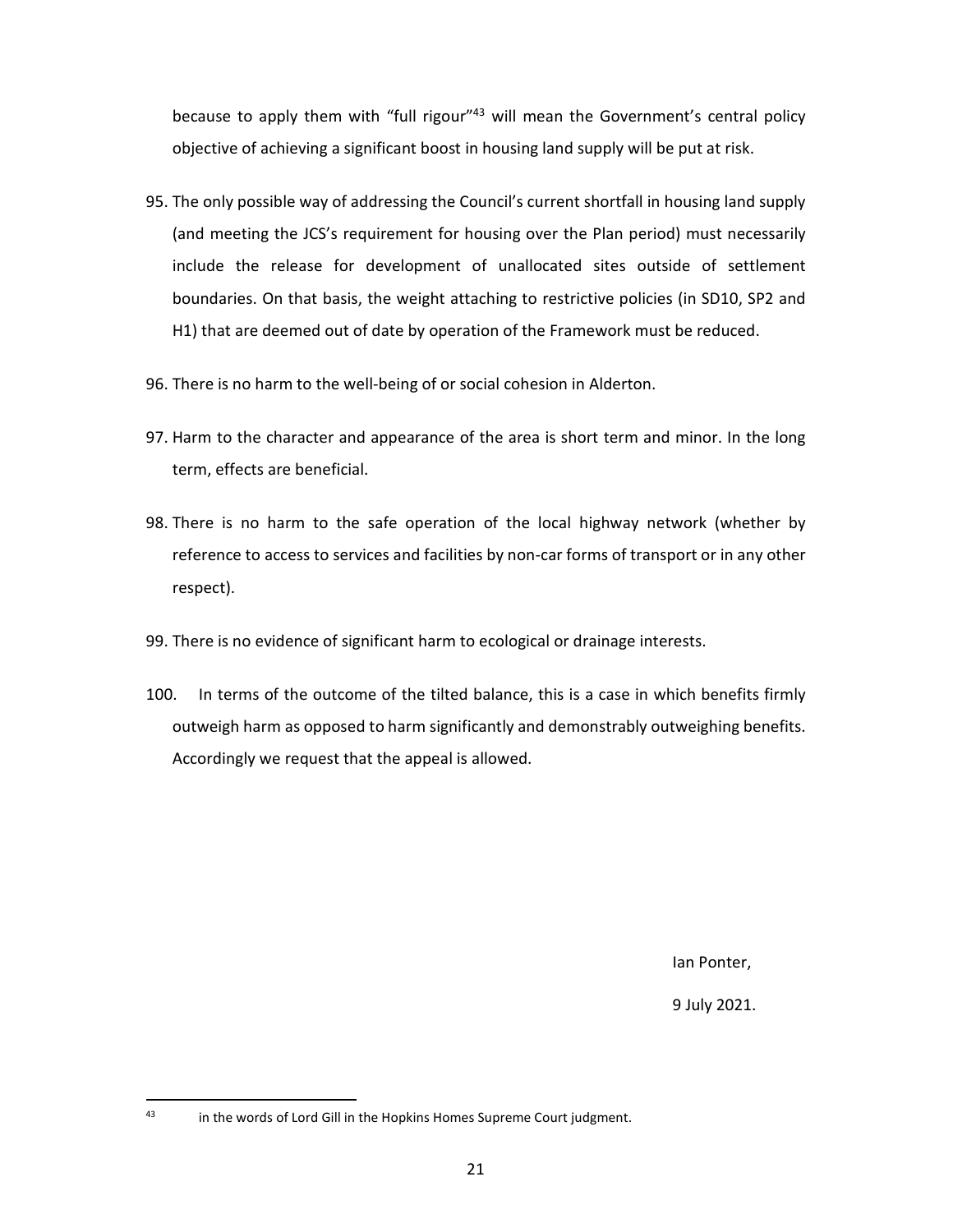because to apply them with "full rigour"[43] will mean the Government's central policy objective of achieving a significant boost in housing land supply will be put at risk.

95. The only possible way of addressing the Council's current shortfall in housing land supply (and meeting the JCS's requirement for housing over the Plan period) must necessarily include the release for development of unallocated sites outside of settlement boundaries. On that basis, the weight attaching to restrictive policies (in SD10, SP2 and H1) that are deemed out of date by operation of the Framework must be reduced.

96. There is no harm to the well-being of or social cohesion in Alderton.

97. Harm to the character and appearance of the area is short term and minor. In the long term, effects are beneficial.

98. There is no harm to the safe operation of the local highway network (whether by reference to access to services and facilities by non-car forms of transport or in any other respect).

99. There is no evidence of significant harm to ecological or drainage interests.

100. In terms of the outcome of the tilted balance, this is a case in which benefits firmly outweigh harm as opposed to harm significantly and demonstrably outweighing benefits. Accordingly we request that the appeal is allowed.

Ian Ponter,

9 July 2021.

---

[43] in the words of Lord Gill in the Hopkins Homes Supreme Court judgment.